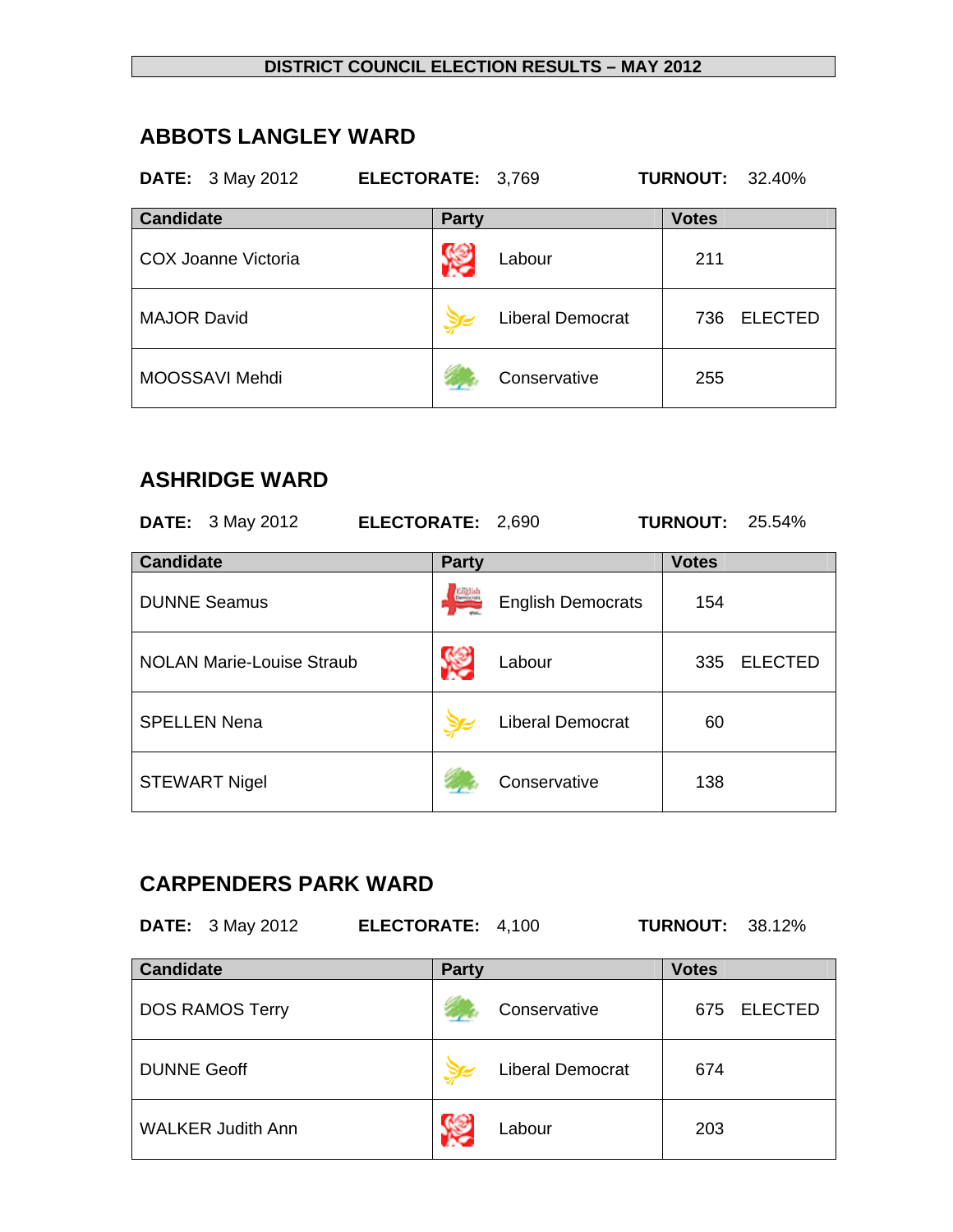# DISTRICT COUNCIL ELECTION RESULTS – MAY 2012

## ABBOTS LANGLEY WARD

**DATE:** 3 May 2012 **ELECTORATE:** 3,769 **TURNOUT:** 32.40%

| Candidate | Party | Votes |
|---|---|---|
| COX Joanne Victoria | Labour | 211 |
| MAJOR David | Liberal Democrat | 736 ELECTED |
| MOOSSAVI Mehdi | Conservative | 255 |

## ASHRIDGE WARD

**DATE:** 3 May 2012 **ELECTORATE:** 2,690 **TURNOUT:** 25.54%

| Candidate | Party | Votes |
|---|---|---|
| DUNNE Seamus | English Democrats | 154 |
| NOLAN Marie-Louise Straub | Labour | 335 ELECTED |
| SPELLEN Nena | Liberal Democrat | 60 |
| STEWART Nigel | Conservative | 138 |

## CARPENDERS PARK WARD

**DATE:** 3 May 2012 **ELECTORATE:** 4,100 **TURNOUT:** 38.12%

| Candidate | Party | Votes |
|---|---|---|
| DOS RAMOS Terry | Conservative | 675 ELECTED |
| DUNNE Geoff | Liberal Democrat | 674 |
| WALKER Judith Ann | Labour | 203 |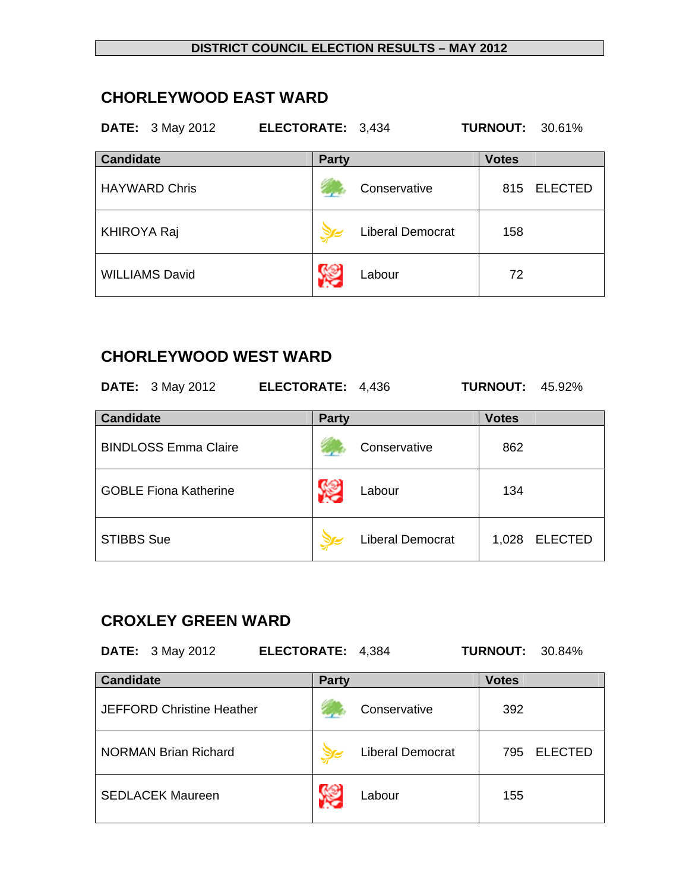**DISTRICT COUNCIL ELECTION RESULTS – MAY 2012**

## CHORLEYWOOD EAST WARD

**DATE:** 3 May 2012 **ELECTORATE:** 3,434 **TURNOUT:** 30.61%

| Candidate | Party | Votes | |
|---|---|---|---|
| HAYWARD Chris | Conservative | 815 | ELECTED |
| KHIROYA Raj | Liberal Democrat | 158 | |
| WILLIAMS David | Labour | 72 | |

## CHORLEYWOOD WEST WARD

**DATE:** 3 May 2012 **ELECTORATE:** 4,436 **TURNOUT:** 45.92%

| Candidate | Party | Votes | |
|---|---|---|---|
| BINDLOSS Emma Claire | Conservative | 862 | |
| GOBLE Fiona Katherine | Labour | 134 | |
| STIBBS Sue | Liberal Democrat | 1,028 | ELECTED |

## CROXLEY GREEN WARD

**DATE:** 3 May 2012 **ELECTORATE:** 4,384 **TURNOUT:** 30.84%

| Candidate | Party | Votes | |
|---|---|---|---|
| JEFFORD Christine Heather | Conservative | 392 | |
| NORMAN Brian Richard | Liberal Democrat | 795 | ELECTED |
| SEDLACEK Maureen | Labour | 155 | |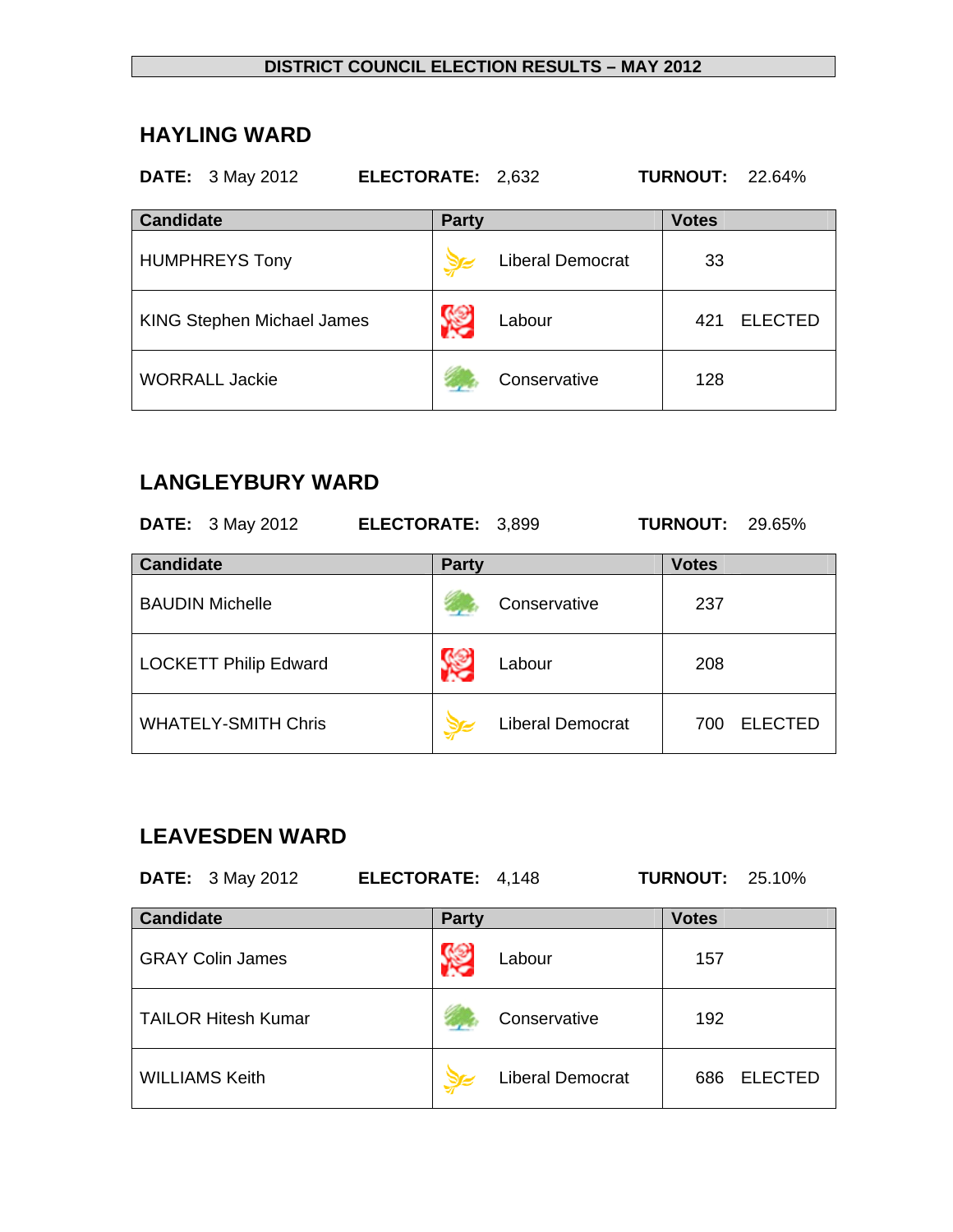**DISTRICT COUNCIL ELECTION RESULTS – MAY 2012**

## HAYLING WARD

**DATE:** 3 May 2012 **ELECTORATE:** 2,632 **TURNOUT:** 22.64%

| Candidate | Party | Votes |
|---|---|---|
| HUMPHREYS Tony | Liberal Democrat | 33 |
| KING Stephen Michael James | Labour | 421 ELECTED |
| WORRALL Jackie | Conservative | 128 |

## LANGLEYBURY WARD

**DATE:** 3 May 2012 **ELECTORATE:** 3,899 **TURNOUT:** 29.65%

| Candidate | Party | Votes |
|---|---|---|
| BAUDIN Michelle | Conservative | 237 |
| LOCKETT Philip Edward | Labour | 208 |
| WHATELY-SMITH Chris | Liberal Democrat | 700 ELECTED |

## LEAVESDEN WARD

**DATE:** 3 May 2012 **ELECTORATE:** 4,148 **TURNOUT:** 25.10%

| Candidate | Party | Votes |
|---|---|---|
| GRAY Colin James | Labour | 157 |
| TAILOR Hitesh Kumar | Conservative | 192 |
| WILLIAMS Keith | Liberal Democrat | 686 ELECTED |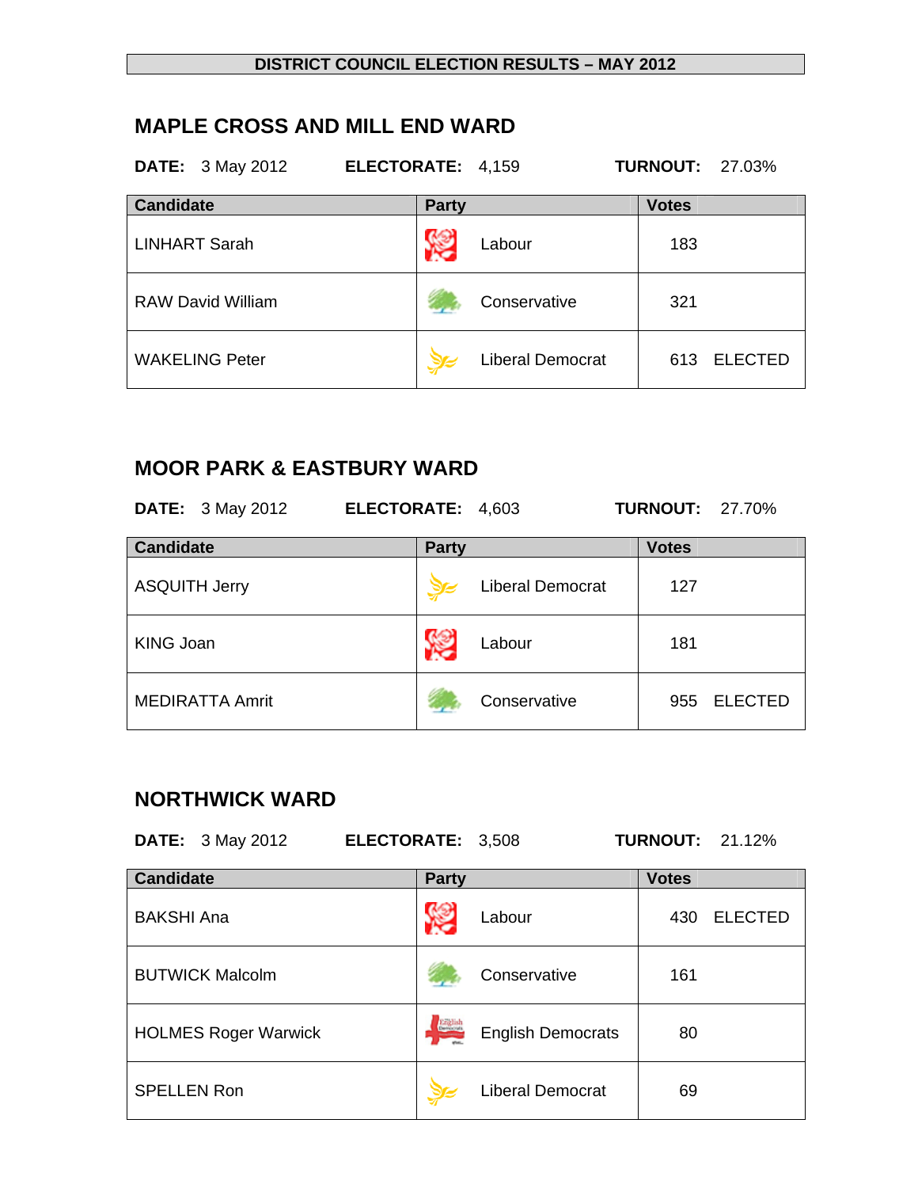**DISTRICT COUNCIL ELECTION RESULTS – MAY 2012**

## MAPLE CROSS AND MILL END WARD

**DATE:** 3 May 2012 **ELECTORATE:** 4,159 **TURNOUT:** 27.03%

| Candidate | Party | Votes |
|---|---|---|
| LINHART Sarah | Labour | 183 |
| RAW David William | Conservative | 321 |
| WAKELING Peter | Liberal Democrat | 613 ELECTED |

## MOOR PARK & EASTBURY WARD

**DATE:** 3 May 2012 **ELECTORATE:** 4,603 **TURNOUT:** 27.70%

| Candidate | Party | Votes |
|---|---|---|
| ASQUITH Jerry | Liberal Democrat | 127 |
| KING Joan | Labour | 181 |
| MEDIRATTA Amrit | Conservative | 955 ELECTED |

## NORTHWICK WARD

**DATE:** 3 May 2012 **ELECTORATE:** 3,508 **TURNOUT:** 21.12%

| Candidate | Party | Votes |
|---|---|---|
| BAKSHI Ana | Labour | 430 ELECTED |
| BUTWICK Malcolm | Conservative | 161 |
| HOLMES Roger Warwick | English Democrats | 80 |
| SPELLEN Ron | Liberal Democrat | 69 |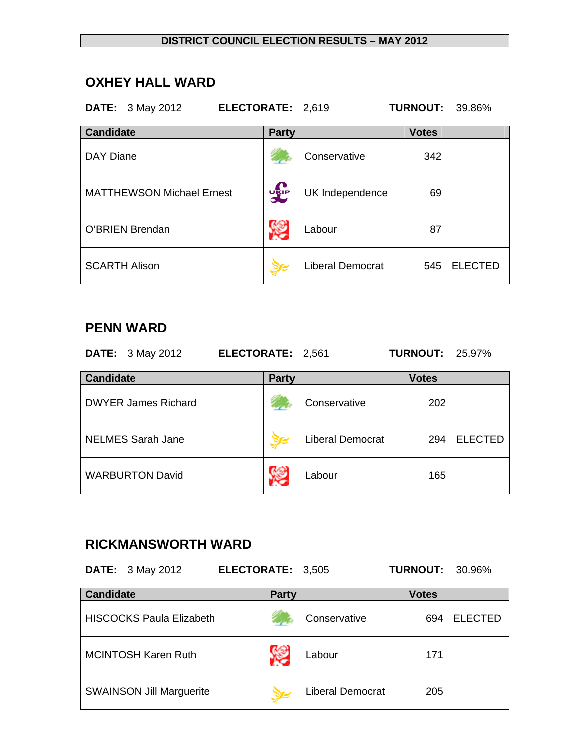**DISTRICT COUNCIL ELECTION RESULTS – MAY 2012**

## OXHEY HALL WARD

**DATE:** 3 May 2012 **ELECTORATE:** 2,619 **TURNOUT:** 39.86%

| Candidate | Party | Votes |
|---|---|---|
| DAY Diane | Conservative | 342 |
| MATTHEWSON Michael Ernest | UK Independence | 69 |
| O'BRIEN Brendan | Labour | 87 |
| SCARTH Alison | Liberal Democrat | 545 ELECTED |

## PENN WARD

**DATE:** 3 May 2012 **ELECTORATE:** 2,561 **TURNOUT:** 25.97%

| Candidate | Party | Votes |
|---|---|---|
| DWYER James Richard | Conservative | 202 |
| NELMES Sarah Jane | Liberal Democrat | 294 ELECTED |
| WARBURTON David | Labour | 165 |

## RICKMANSWORTH WARD

**DATE:** 3 May 2012 **ELECTORATE:** 3,505 **TURNOUT:** 30.96%

| Candidate | Party | Votes |
|---|---|---|
| HISCOCKS Paula Elizabeth | Conservative | 694 ELECTED |
| MCINTOSH Karen Ruth | Labour | 171 |
| SWAINSON Jill Marguerite | Liberal Democrat | 205 |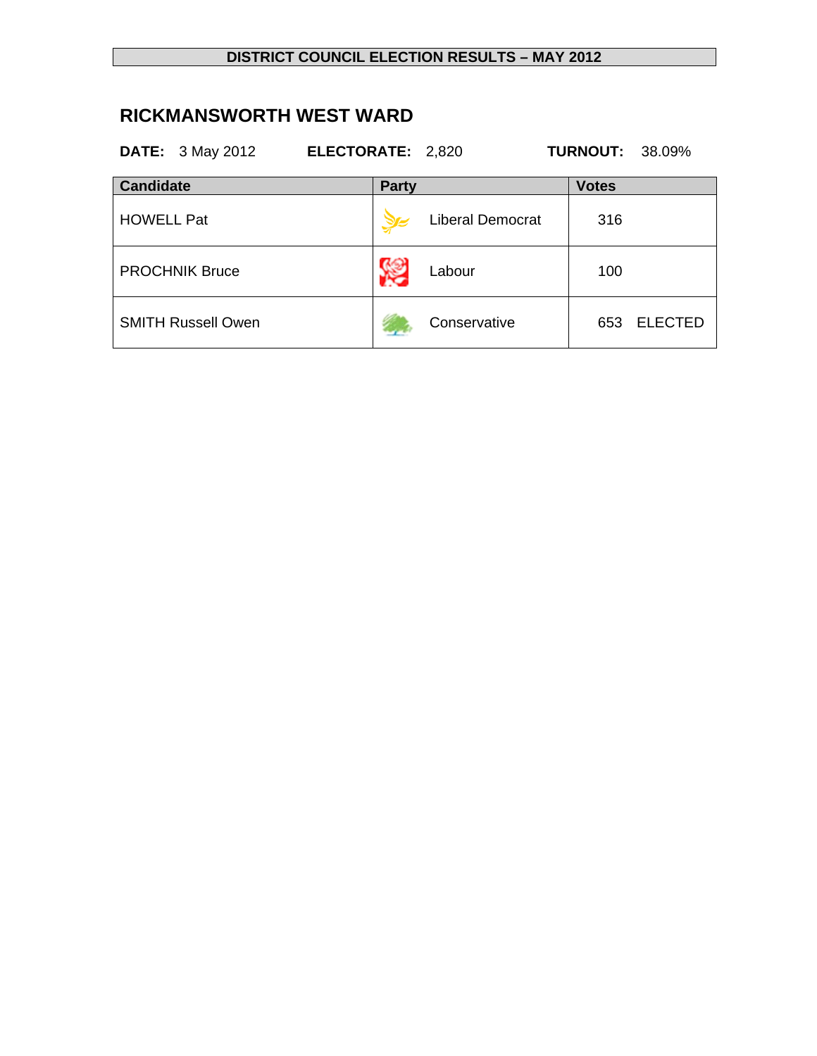**DISTRICT COUNCIL ELECTION RESULTS – MAY 2012**

## RICKMANSWORTH WEST WARD

**DATE:** 3 May 2012 **ELECTORATE:** 2,820 **TURNOUT:** 38.09%

| Candidate | Party | Votes |
|---|---|---|
| HOWELL Pat | Liberal Democrat | 316 |
| PROCHNIK Bruce | Labour | 100 |
| SMITH Russell Owen | Conservative | 653 ELECTED |